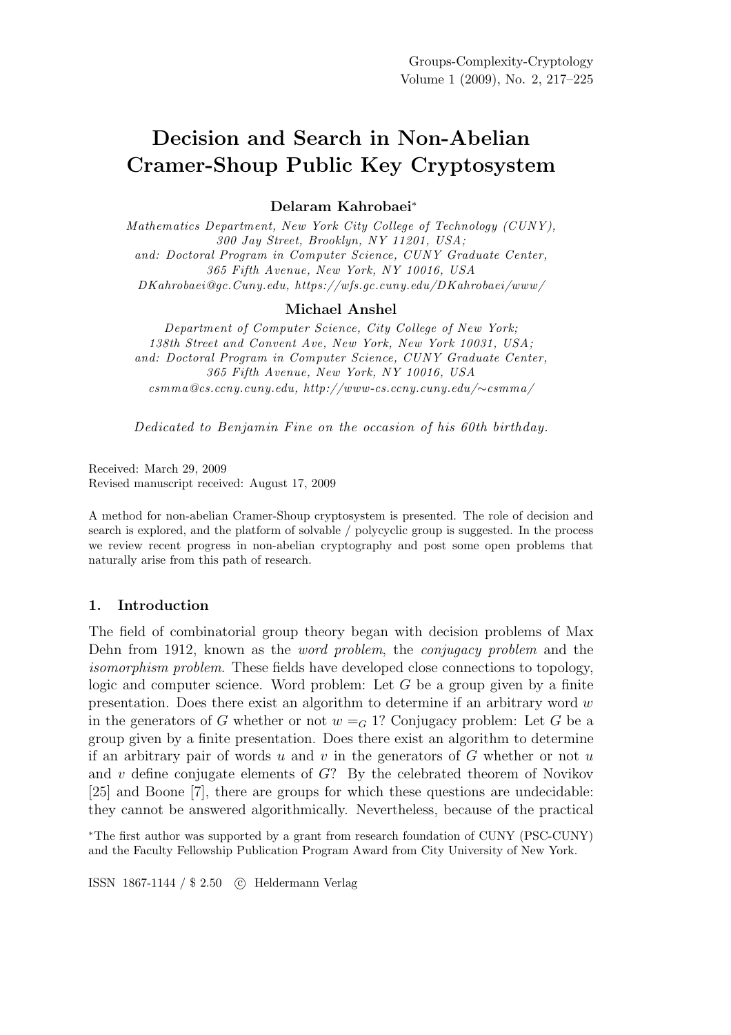# Decision and Search in Non-Abelian Cramer-Shoup Public Key Cryptosystem

**Delaram Kahrobaei***

*Mathematics Department, New York City College of Technology (CUNY), 300 Jay Street, Brooklyn, NY 11201, USA; and: Doctoral Program in Computer Science, CUNY Graduate Center, 365 Fifth Avenue, New York, NY 10016, USA*
*DKahrobaei@gc.Cuny.edu, https://wfs.gc.cuny.edu/DKahrobaei/www/*

**Michael Anshel**

*Department of Computer Science, City College of New York; 138th Street and Convent Ave, New York, New York 10031, USA; and: Doctoral Program in Computer Science, CUNY Graduate Center, 365 Fifth Avenue, New York, NY 10016, USA*
*csmma@cs.ccny.cuny.edu, http://www-cs.ccny.cuny.edu/∼csmma/*

*Dedicated to Benjamin Fine on the occasion of his 60th birthday.*

Received: March 29, 2009
Revised manuscript received: August 17, 2009

A method for non-abelian Cramer-Shoup cryptosystem is presented. The role of decision and search is explored, and the platform of solvable / polycyclic group is suggested. In the process we review recent progress in non-abelian cryptography and post some open problems that naturally arise from this path of research.

## 1. Introduction

The field of combinatorial group theory began with decision problems of Max Dehn from 1912, known as the *word problem*, the *conjugacy problem* and the *isomorphism problem*. These fields have developed close connections to topology, logic and computer science. Word problem: Let $G$ be a group given by a finite presentation. Does there exist an algorithm to determine if an arbitrary word $w$ in the generators of $G$ whether or not $w =_G 1$? Conjugacy problem: Let $G$ be a group given by a finite presentation. Does there exist an algorithm to determine if an arbitrary pair of words $u$ and $v$ in the generators of $G$ whether or not $u$ and $v$ define conjugate elements of $G$? By the celebrated theorem of Novikov [25] and Boone [7], there are groups for which these questions are undecidable: they cannot be answered algorithmically. Nevertheless, because of the practical

*The first author was supported by a grant from research foundation of CUNY (PSC-CUNY) and the Faculty Fellowship Publication Program Award from City University of New York.

ISSN 1867-1144 / $ 2.50 © Heldermann Verlag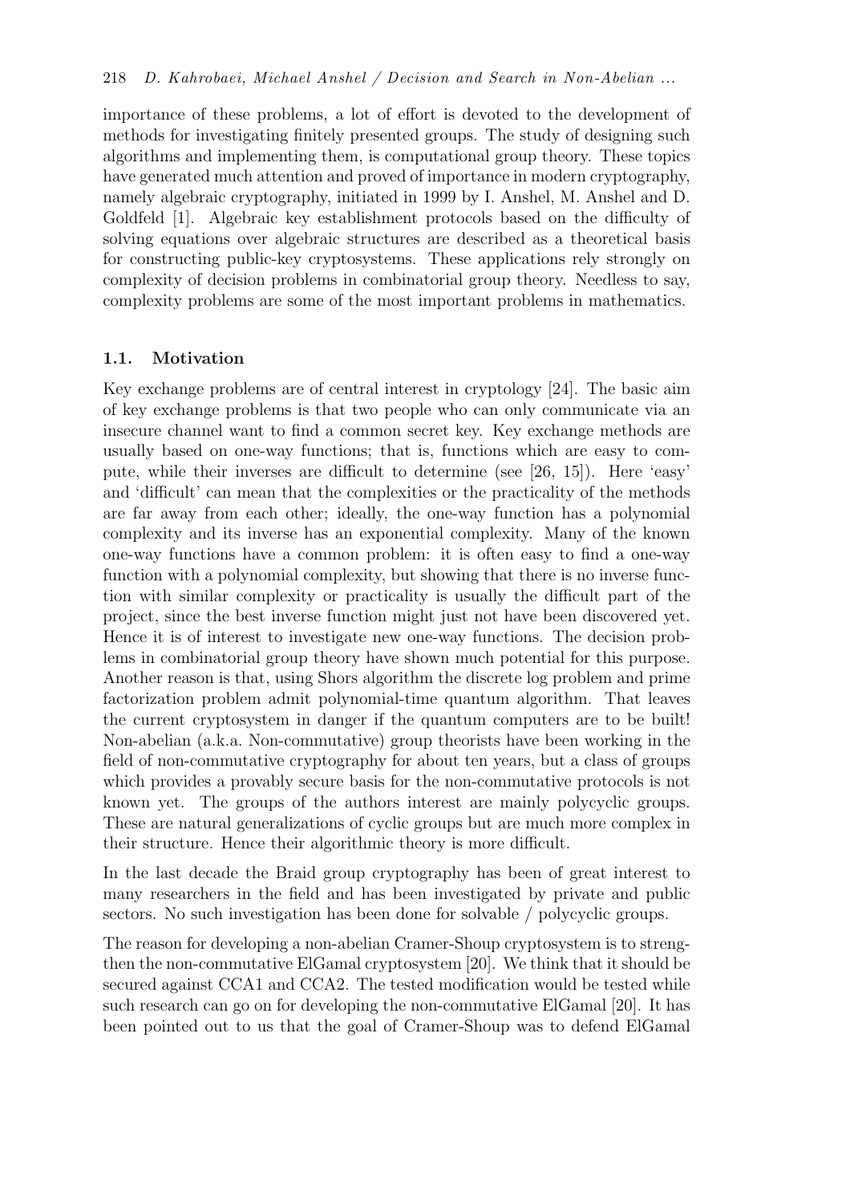importance of these problems, a lot of effort is devoted to the development of methods for investigating finitely presented groups. The study of designing such algorithms and implementing them, is computational group theory. These topics have generated much attention and proved of importance in modern cryptography, namely algebraic cryptography, initiated in 1999 by I. Anshel, M. Anshel and D. Goldfeld [1]. Algebraic key establishment protocols based on the difficulty of solving equations over algebraic structures are described as a theoretical basis for constructing public-key cryptosystems. These applications rely strongly on complexity of decision problems in combinatorial group theory. Needless to say, complexity problems are some of the most important problems in mathematics.

### 1.1. Motivation

Key exchange problems are of central interest in cryptology [24]. The basic aim of key exchange problems is that two people who can only communicate via an insecure channel want to find a common secret key. Key exchange methods are usually based on one-way functions; that is, functions which are easy to compute, while their inverses are difficult to determine (see [26, 15]). Here 'easy' and 'difficult' can mean that the complexities or the practicality of the methods are far away from each other; ideally, the one-way function has a polynomial complexity and its inverse has an exponential complexity. Many of the known one-way functions have a common problem: it is often easy to find a one-way function with a polynomial complexity, but showing that there is no inverse function with similar complexity or practicality is usually the difficult part of the project, since the best inverse function might just not have been discovered yet. Hence it is of interest to investigate new one-way functions. The decision problems in combinatorial group theory have shown much potential for this purpose. Another reason is that, using Shors algorithm the discrete log problem and prime factorization problem admit polynomial-time quantum algorithm. That leaves the current cryptosystem in danger if the quantum computers are to be built! Non-abelian (a.k.a. Non-commutative) group theorists have been working in the field of non-commutative cryptography for about ten years, but a class of groups which provides a provably secure basis for the non-commutative protocols is not known yet. The groups of the authors interest are mainly polycyclic groups. These are natural generalizations of cyclic groups but are much more complex in their structure. Hence their algorithmic theory is more difficult.

In the last decade the Braid group cryptography has been of great interest to many researchers in the field and has been investigated by private and public sectors. No such investigation has been done for solvable / polycyclic groups.

The reason for developing a non-abelian Cramer-Shoup cryptosystem is to strengthen the non-commutative ElGamal cryptosystem [20]. We think that it should be secured against CCA1 and CCA2. The tested modification would be tested while such research can go on for developing the non-commutative ElGamal [20]. It has been pointed out to us that the goal of Cramer-Shoup was to defend ElGamal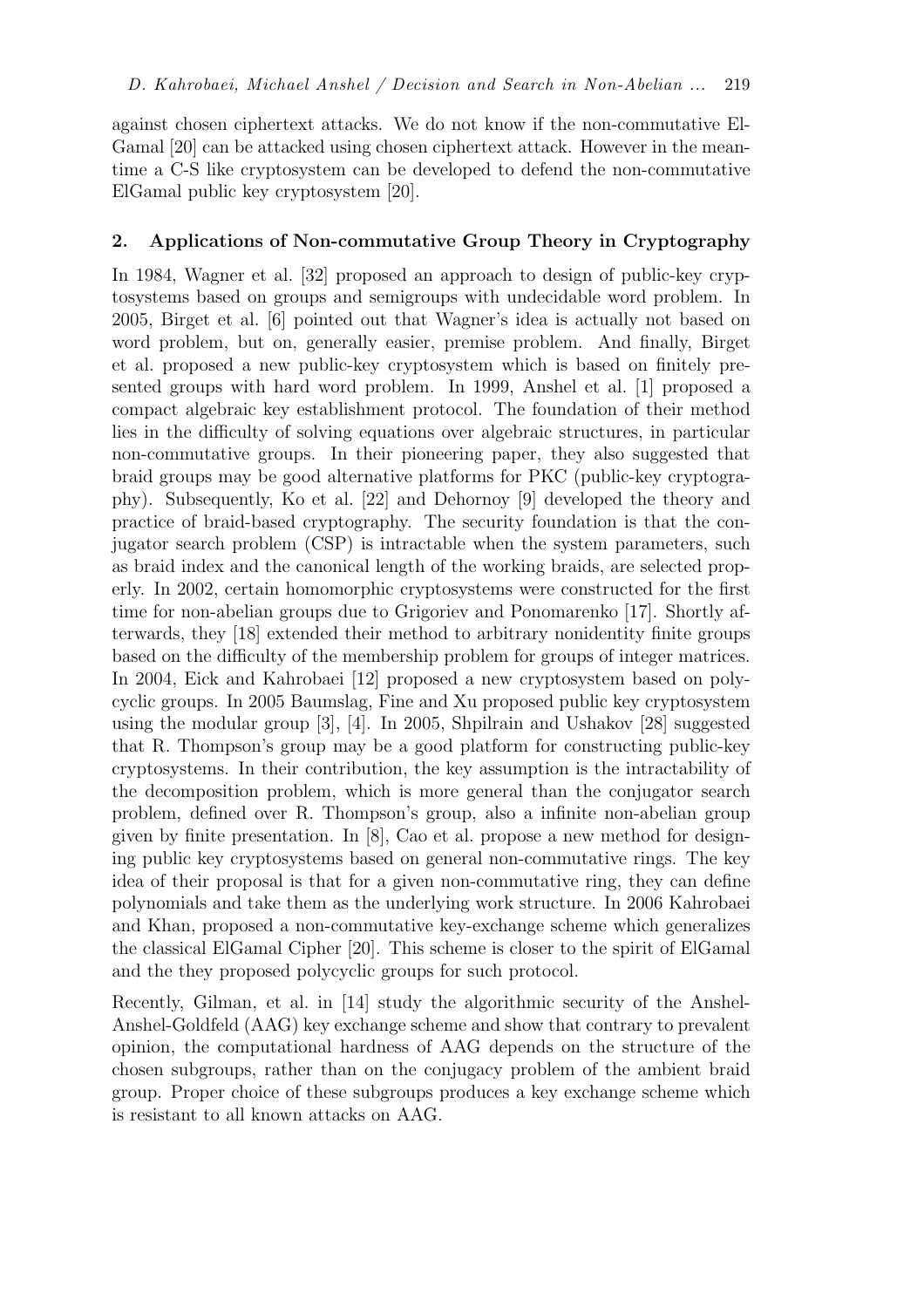against chosen ciphertext attacks. We do not know if the non-commutative ElGamal [20] can be attacked using chosen ciphertext attack. However in the meantime a C-S like cryptosystem can be developed to defend the non-commutative ElGamal public key cryptosystem [20].

## 2. Applications of Non-commutative Group Theory in Cryptography

In 1984, Wagner et al. [32] proposed an approach to design of public-key cryptosystems based on groups and semigroups with undecidable word problem. In 2005, Birget et al. [6] pointed out that Wagner's idea is actually not based on word problem, but on, generally easier, premise problem. And finally, Birget et al. proposed a new public-key cryptosystem which is based on finitely presented groups with hard word problem. In 1999, Anshel et al. [1] proposed a compact algebraic key establishment protocol. The foundation of their method lies in the difficulty of solving equations over algebraic structures, in particular non-commutative groups. In their pioneering paper, they also suggested that braid groups may be good alternative platforms for PKC (public-key cryptography). Subsequently, Ko et al. [22] and Dehornoy [9] developed the theory and practice of braid-based cryptography. The security foundation is that the conjugator search problem (CSP) is intractable when the system parameters, such as braid index and the canonical length of the working braids, are selected properly. In 2002, certain homomorphic cryptosystems were constructed for the first time for non-abelian groups due to Grigoriev and Ponomarenko [17]. Shortly afterwards, they [18] extended their method to arbitrary nonidentity finite groups based on the difficulty of the membership problem for groups of integer matrices. In 2004, Eick and Kahrobaei [12] proposed a new cryptosystem based on polycyclic groups. In 2005 Baumslag, Fine and Xu proposed public key cryptosystem using the modular group [3], [4]. In 2005, Shpilrain and Ushakov [28] suggested that R. Thompson's group may be a good platform for constructing public-key cryptosystems. In their contribution, the key assumption is the intractability of the decomposition problem, which is more general than the conjugator search problem, defined over R. Thompson's group, also a infinite non-abelian group given by finite presentation. In [8], Cao et al. propose a new method for designing public key cryptosystems based on general non-commutative rings. The key idea of their proposal is that for a given non-commutative ring, they can define polynomials and take them as the underlying work structure. In 2006 Kahrobaei and Khan, proposed a non-commutative key-exchange scheme which generalizes the classical ElGamal Cipher [20]. This scheme is closer to the spirit of ElGamal and the they proposed polycyclic groups for such protocol.

Recently, Gilman, et al. in [14] study the algorithmic security of the Anshel-Anshel-Goldfeld (AAG) key exchange scheme and show that contrary to prevalent opinion, the computational hardness of AAG depends on the structure of the chosen subgroups, rather than on the conjugacy problem of the ambient braid group. Proper choice of these subgroups produces a key exchange scheme which is resistant to all known attacks on AAG.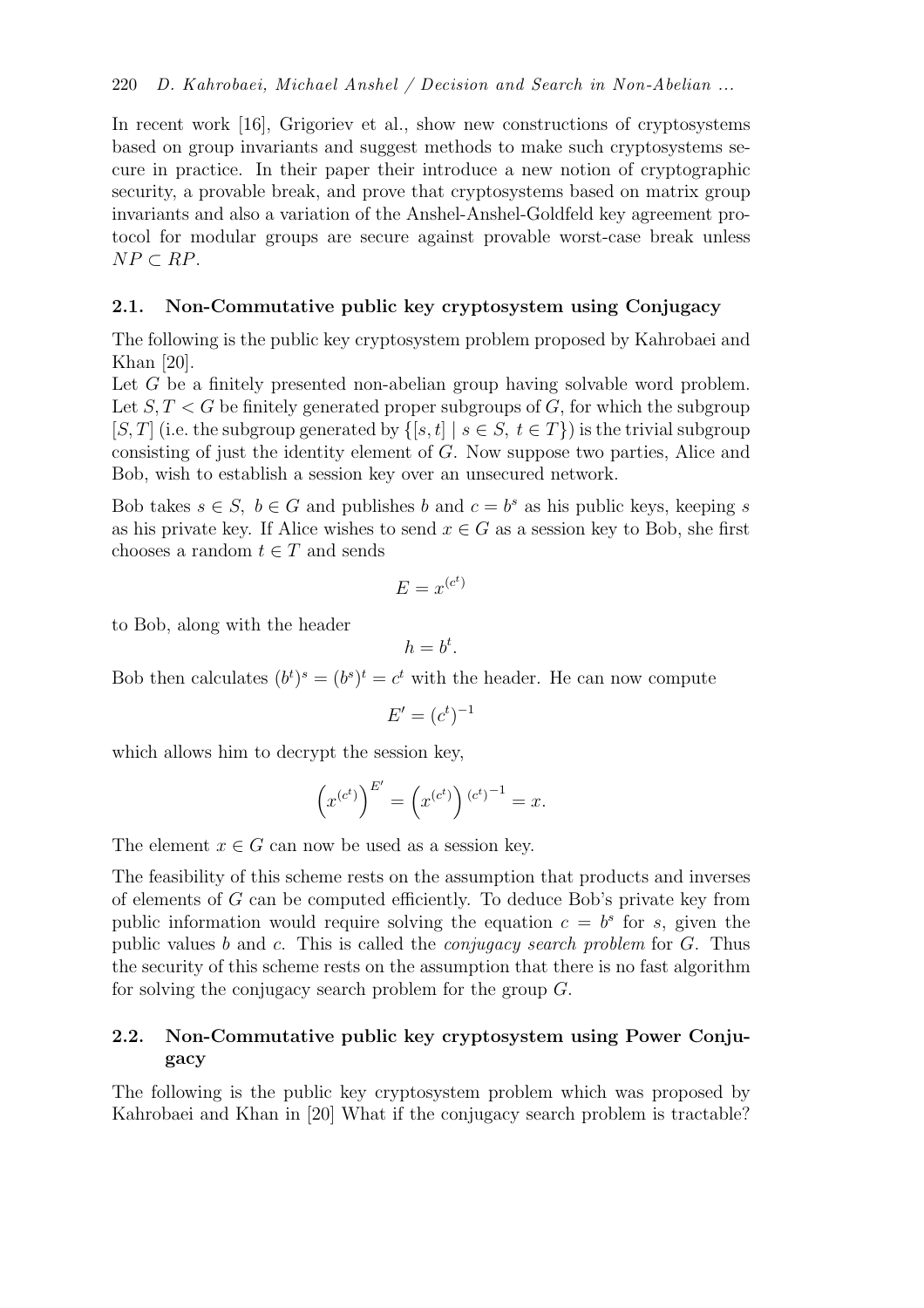In recent work [16], Grigoriev et al., show new constructions of cryptosystems based on group invariants and suggest methods to make such cryptosystems secure in practice. In their paper their introduce a new notion of cryptographic security, a provable break, and prove that cryptosystems based on matrix group invariants and also a variation of the Anshel-Anshel-Goldfeld key agreement protocol for modular groups are secure against provable worst-case break unless $NP \subset RP$.

### 2.1. Non-Commutative public key cryptosystem using Conjugacy

The following is the public key cryptosystem problem proposed by Kahrobaei and Khan [20].

Let $G$ be a finitely presented non-abelian group having solvable word problem. Let $S, T < G$ be finitely generated proper subgroups of $G$, for which the subgroup $[S, T]$ (i.e. the subgroup generated by $\{[s, t] \mid s \in S,\ t \in T\}$) is the trivial subgroup consisting of just the identity element of $G$. Now suppose two parties, Alice and Bob, wish to establish a session key over an unsecured network.

Bob takes $s \in S,\ b \in G$ and publishes $b$ and $c = b^s$ as his public keys, keeping $s$ as his private key. If Alice wishes to send $x \in G$ as a session key to Bob, she first chooses a random $t \in T$ and sends

$$E = x^{(c^t)}$$

to Bob, along with the header

$$h = b^t.$$

Bob then calculates $(b^t)^s = (b^s)^t = c^t$ with the header. He can now compute

$$E' = (c^t)^{-1}$$

which allows him to decrypt the session key,

$$\left(x^{(c^t)}\right)^{E'} = \left(x^{(c^t)}\right)^{(c^t)^{-1}} = x.$$

The element $x \in G$ can now be used as a session key.

The feasibility of this scheme rests on the assumption that products and inverses of elements of $G$ can be computed efficiently. To deduce Bob's private key from public information would require solving the equation $c = b^s$ for $s$, given the public values $b$ and $c$. This is called the *conjugacy search problem* for $G$. Thus the security of this scheme rests on the assumption that there is no fast algorithm for solving the conjugacy search problem for the group $G$.

### 2.2. Non-Commutative public key cryptosystem using Power Conjugacy

The following is the public key cryptosystem problem which was proposed by Kahrobaei and Khan in [20] What if the conjugacy search problem is tractable?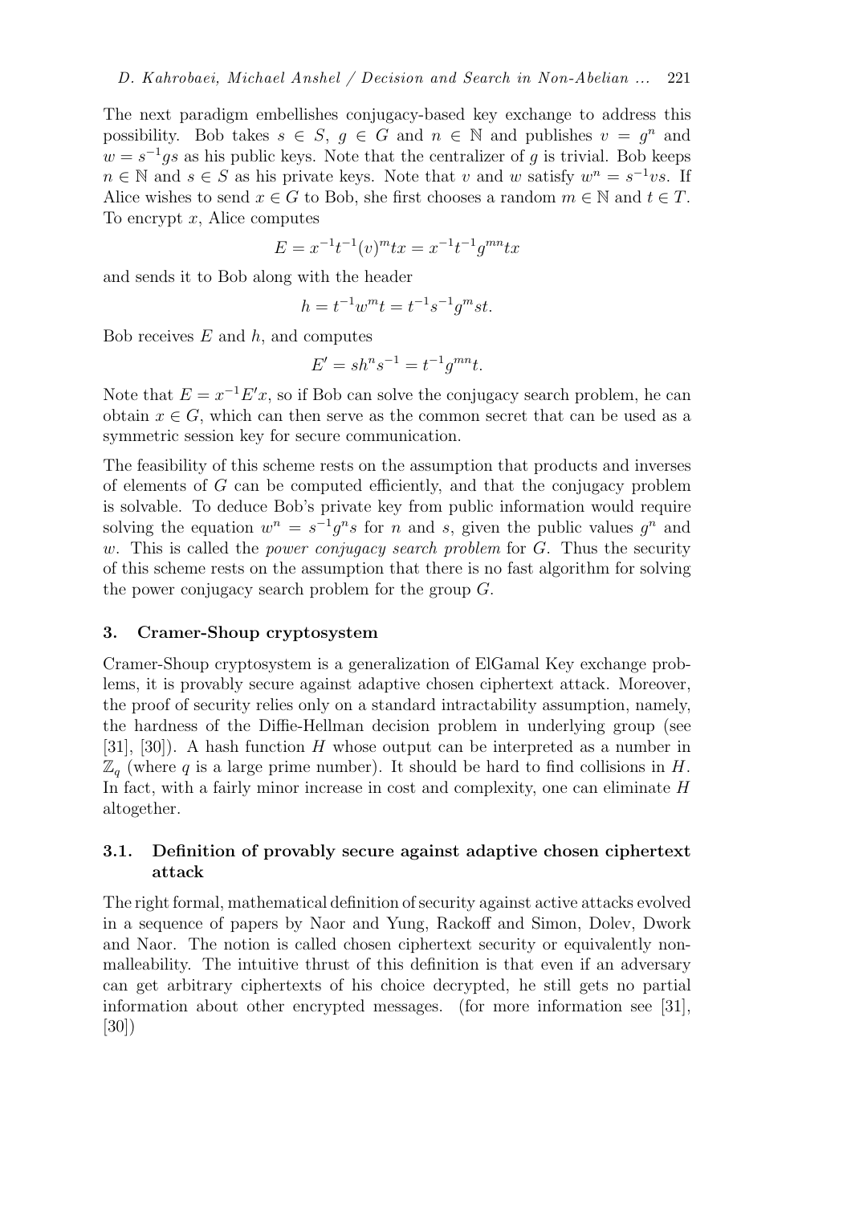The next paradigm embellishes conjugacy-based key exchange to address this possibility. Bob takes $s \in S$, $g \in G$ and $n \in \mathbb{N}$ and publishes $v = g^n$ and $w = s^{-1}gs$ as his public keys. Note that the centralizer of $g$ is trivial. Bob keeps $n \in \mathbb{N}$ and $s \in S$ as his private keys. Note that $v$ and $w$ satisfy $w^n = s^{-1}vs$. If Alice wishes to send $x \in G$ to Bob, she first chooses a random $m \in \mathbb{N}$ and $t \in T$. To encrypt $x$, Alice computes

$$E = x^{-1}t^{-1}(v)^m tx = x^{-1}t^{-1}g^{mn}tx$$

and sends it to Bob along with the header

$$h = t^{-1}w^m t = t^{-1}s^{-1}g^m st.$$

Bob receives $E$ and $h$, and computes

$$E' = sh^n s^{-1} = t^{-1}g^{mn}t.$$

Note that $E = x^{-1}E'x$, so if Bob can solve the conjugacy search problem, he can obtain $x \in G$, which can then serve as the common secret that can be used as a symmetric session key for secure communication.

The feasibility of this scheme rests on the assumption that products and inverses of elements of $G$ can be computed efficiently, and that the conjugacy problem is solvable. To deduce Bob's private key from public information would require solving the equation $w^n = s^{-1}g^n s$ for $n$ and $s$, given the public values $g^n$ and $w$. This is called the *power conjugacy search problem* for $G$. Thus the security of this scheme rests on the assumption that there is no fast algorithm for solving the power conjugacy search problem for the group $G$.

## 3. Cramer-Shoup cryptosystem

Cramer-Shoup cryptosystem is a generalization of ElGamal Key exchange problems, it is provably secure against adaptive chosen ciphertext attack. Moreover, the proof of security relies only on a standard intractability assumption, namely, the hardness of the Diffie-Hellman decision problem in underlying group (see [31], [30]). A hash function $H$ whose output can be interpreted as a number in $\mathbb{Z}_q$ (where $q$ is a large prime number). It should be hard to find collisions in $H$. In fact, with a fairly minor increase in cost and complexity, one can eliminate $H$ altogether.

### 3.1. Definition of provably secure against adaptive chosen ciphertext attack

The right formal, mathematical definition of security against active attacks evolved in a sequence of papers by Naor and Yung, Rackoff and Simon, Dolev, Dwork and Naor. The notion is called chosen ciphertext security or equivalently non-malleability. The intuitive thrust of this definition is that even if an adversary can get arbitrary ciphertexts of his choice decrypted, he still gets no partial information about other encrypted messages. (for more information see [31], [30])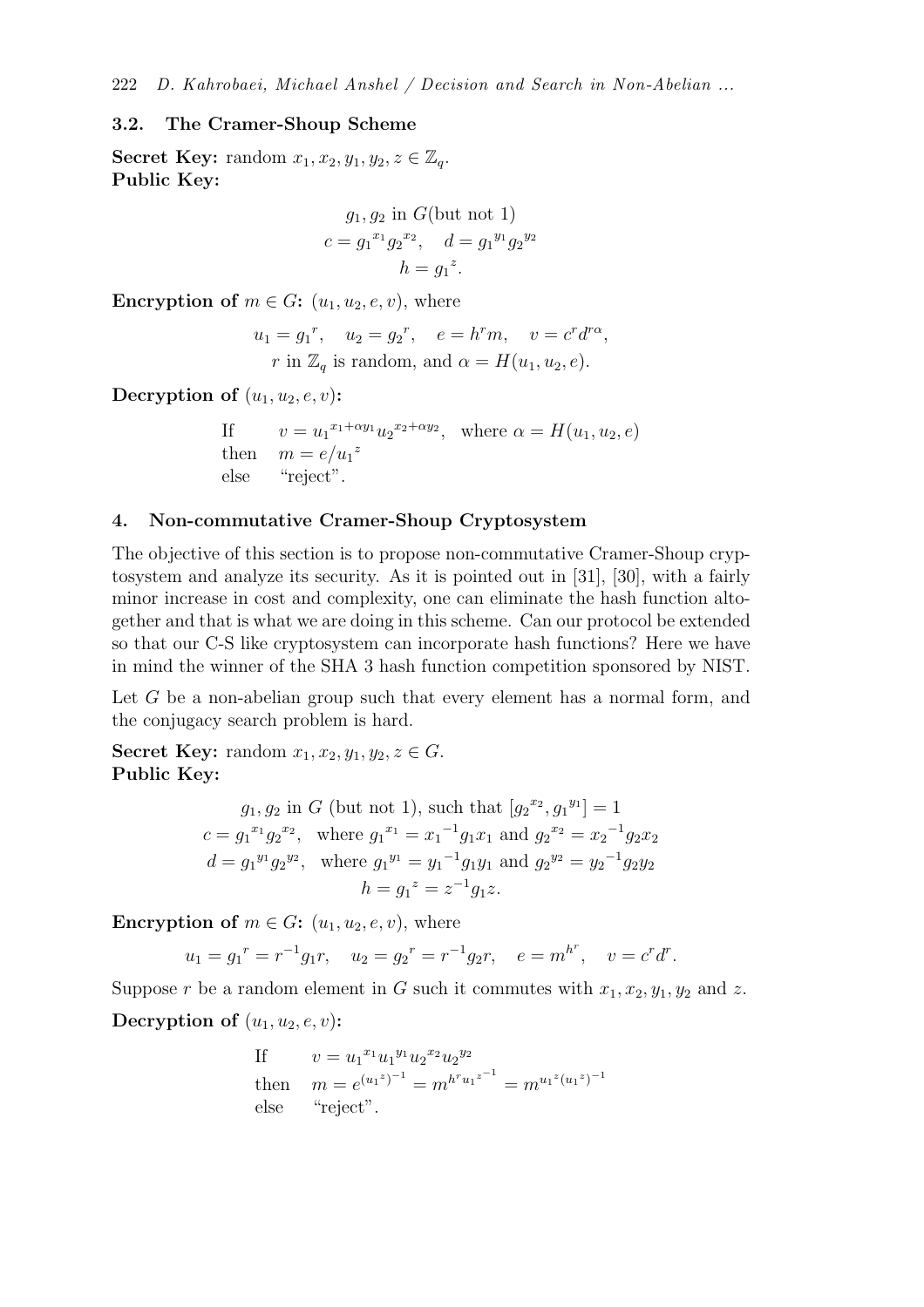### 3.2. The Cramer-Shoup Scheme

**Secret Key:** random $x_1, x_2, y_1, y_2, z \in \mathbb{Z}_q$.
**Public Key:**

$$g_1, g_2 \text{ in } G (\text{but not } 1)$$
$$c = {g_1}^{x_1} {g_2}^{x_2}, \quad d = {g_1}^{y_1} {g_2}^{y_2}$$
$$h = {g_1}^{z}.$$

**Encryption of $m \in G$:** $(u_1, u_2, e, v)$, where

$$u_1 = {g_1}^{r}, \quad u_2 = {g_2}^{r}, \quad e = h^r m, \quad v = c^r d^{r\alpha},$$
$$r \text{ in } \mathbb{Z}_q \text{ is random, and } \alpha = H(u_1, u_2, e).$$

**Decryption of $(u_1, u_2, e, v)$:**

$$\begin{array}{ll} \text{If} & v = {u_1}^{x_1 + \alpha y_1} {u_2}^{x_2 + \alpha y_2}, \quad \text{where } \alpha = H(u_1, u_2, e) \\ \text{then} & m = e / {u_1}^{z} \\ \text{else} & \text{“reject”}. \end{array}$$

## 4. Non-commutative Cramer-Shoup Cryptosystem

The objective of this section is to propose non-commutative Cramer-Shoup cryptosystem and analyze its security. As it is pointed out in [31], [30], with a fairly minor increase in cost and complexity, one can eliminate the hash function altogether and that is what we are doing in this scheme. Can our protocol be extended so that our C-S like cryptosystem can incorporate hash functions? Here we have in mind the winner of the SHA 3 hash function competition sponsored by NIST.

Let $G$ be a non-abelian group such that every element has a normal form, and the conjugacy search problem is hard.

**Secret Key:** random $x_1, x_2, y_1, y_2, z \in G$.
**Public Key:**

$$g_1, g_2 \text{ in } G \text{ (but not 1), such that } [{g_2}^{x_2}, {g_1}^{y_1}] = 1$$
$$c = {g_1}^{x_1} {g_2}^{x_2}, \quad \text{where } {g_1}^{x_1} = {x_1}^{-1} g_1 x_1 \text{ and } {g_2}^{x_2} = {x_2}^{-1} g_2 x_2$$
$$d = {g_1}^{y_1} {g_2}^{y_2}, \quad \text{where } {g_1}^{y_1} = {y_1}^{-1} g_1 y_1 \text{ and } {g_2}^{y_2} = {y_2}^{-1} g_2 y_2$$
$$h = {g_1}^{z} = z^{-1} g_1 z.$$

**Encryption of $m \in G$:** $(u_1, u_2, e, v)$, where

$$u_1 = {g_1}^{r} = r^{-1} g_1 r, \quad u_2 = {g_2}^{r} = r^{-1} g_2 r, \quad e = m^{h^r}, \quad v = c^r d^r.$$

Suppose $r$ be a random element in $G$ such it commutes with $x_1, x_2, y_1, y_2$ and $z$.

**Decryption of $(u_1, u_2, e, v)$:**

$$\begin{array}{ll} \text{If} & v = {u_1}^{x_1} {u_1}^{y_1} {u_2}^{x_2} {u_2}^{y_2} \\ \text{then} & m = e^{({u_1}^{z})^{-1}} = m^{h^r {u_1}^{z^{-1}}} = m^{{u_1}^{z} ({u_1}^{z})^{-1}} \\ \text{else} & \text{“reject”}. \end{array}$$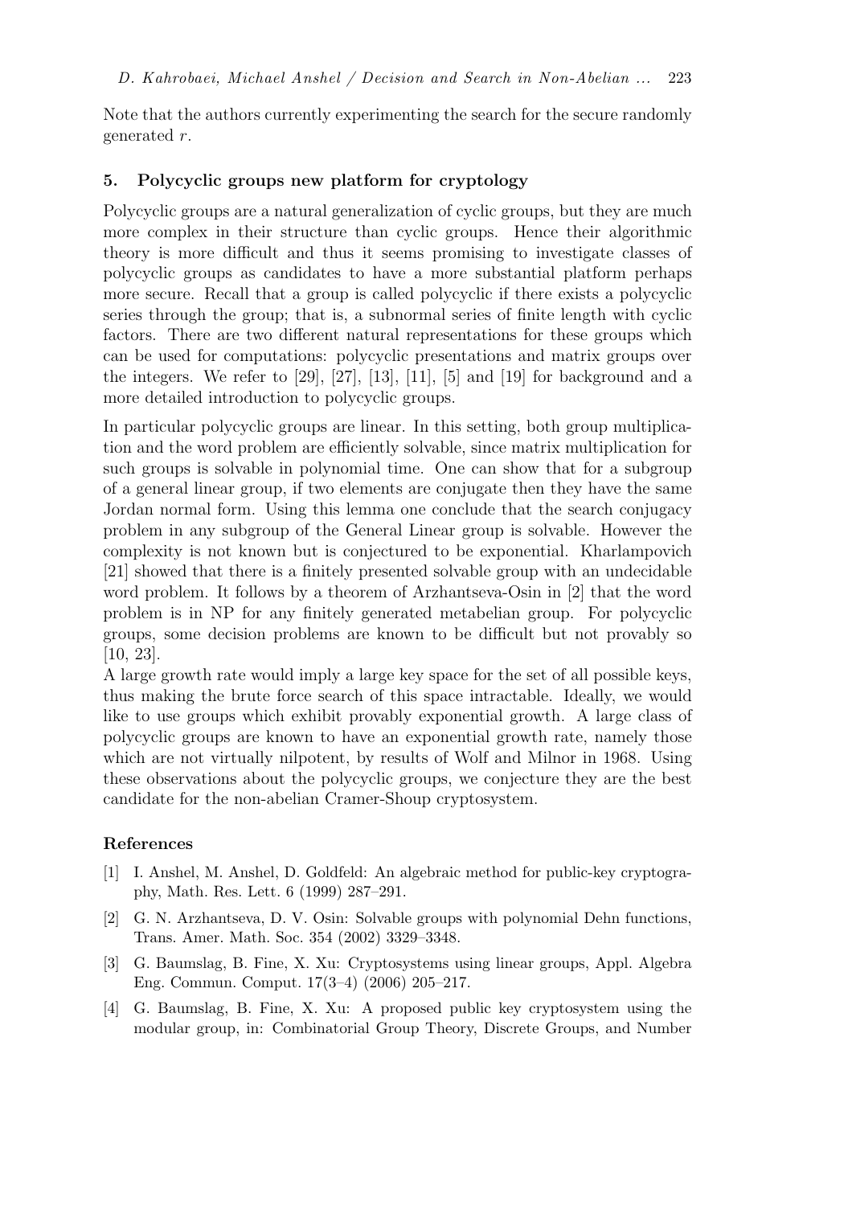Note that the authors currently experimenting the search for the secure randomly generated $r$.

## 5. Polycyclic groups new platform for cryptology

Polycyclic groups are a natural generalization of cyclic groups, but they are much more complex in their structure than cyclic groups. Hence their algorithmic theory is more difficult and thus it seems promising to investigate classes of polycyclic groups as candidates to have a more substantial platform perhaps more secure. Recall that a group is called polycyclic if there exists a polycyclic series through the group; that is, a subnormal series of finite length with cyclic factors. There are two different natural representations for these groups which can be used for computations: polycyclic presentations and matrix groups over the integers. We refer to [29], [27], [13], [11], [5] and [19] for background and a more detailed introduction to polycyclic groups.

In particular polycyclic groups are linear. In this setting, both group multiplication and the word problem are efficiently solvable, since matrix multiplication for such groups is solvable in polynomial time. One can show that for a subgroup of a general linear group, if two elements are conjugate then they have the same Jordan normal form. Using this lemma one conclude that the search conjugacy problem in any subgroup of the General Linear group is solvable. However the complexity is not known but is conjectured to be exponential. Kharlampovich [21] showed that there is a finitely presented solvable group with an undecidable word problem. It follows by a theorem of Arzhantseva-Osin in [2] that the word problem is in NP for any finitely generated metabelian group. For polycyclic groups, some decision problems are known to be difficult but not provably so [10, 23].

A large growth rate would imply a large key space for the set of all possible keys, thus making the brute force search of this space intractable. Ideally, we would like to use groups which exhibit provably exponential growth. A large class of polycyclic groups are known to have an exponential growth rate, namely those which are not virtually nilpotent, by results of Wolf and Milnor in 1968. Using these observations about the polycyclic groups, we conjecture they are the best candidate for the non-abelian Cramer-Shoup cryptosystem.

### References

[1] I. Anshel, M. Anshel, D. Goldfeld: An algebraic method for public-key cryptography, Math. Res. Lett. 6 (1999) 287–291.

[2] G. N. Arzhantseva, D. V. Osin: Solvable groups with polynomial Dehn functions, Trans. Amer. Math. Soc. 354 (2002) 3329–3348.

[3] G. Baumslag, B. Fine, X. Xu: Cryptosystems using linear groups, Appl. Algebra Eng. Commun. Comput. 17(3–4) (2006) 205–217.

[4] G. Baumslag, B. Fine, X. Xu: A proposed public key cryptosystem using the modular group, in: Combinatorial Group Theory, Discrete Groups, and Number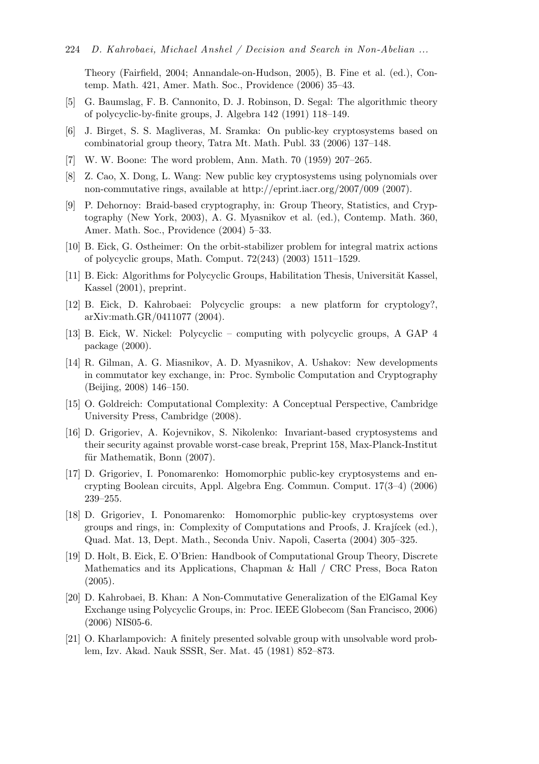Theory (Fairfield, 2004; Annandale-on-Hudson, 2005), B. Fine et al. (ed.), Contemp. Math. 421, Amer. Math. Soc., Providence (2006) 35–43.

[5] G. Baumslag, F. B. Cannonito, D. J. Robinson, D. Segal: The algorithmic theory of polycyclic-by-finite groups, J. Algebra 142 (1991) 118–149.

[6] J. Birget, S. S. Magliveras, M. Sramka: On public-key cryptosystems based on combinatorial group theory, Tatra Mt. Math. Publ. 33 (2006) 137–148.

[7] W. W. Boone: The word problem, Ann. Math. 70 (1959) 207–265.

[8] Z. Cao, X. Dong, L. Wang: New public key cryptosystems using polynomials over non-commutative rings, available at http://eprint.iacr.org/2007/009 (2007).

[9] P. Dehornoy: Braid-based cryptography, in: Group Theory, Statistics, and Cryptography (New York, 2003), A. G. Myasnikov et al. (ed.), Contemp. Math. 360, Amer. Math. Soc., Providence (2004) 5–33.

[10] B. Eick, G. Ostheimer: On the orbit-stabilizer problem for integral matrix actions of polycyclic groups, Math. Comput. 72(243) (2003) 1511–1529.

[11] B. Eick: Algorithms for Polycyclic Groups, Habilitation Thesis, Universität Kassel, Kassel (2001), preprint.

[12] B. Eick, D. Kahrobaei: Polycyclic groups: a new platform for cryptology?, arXiv:math.GR/0411077 (2004).

[13] B. Eick, W. Nickel: Polycyclic – computing with polycyclic groups, A GAP 4 package (2000).

[14] R. Gilman, A. G. Miasnikov, A. D. Myasnikov, A. Ushakov: New developments in commutator key exchange, in: Proc. Symbolic Computation and Cryptography (Beijing, 2008) 146–150.

[15] O. Goldreich: Computational Complexity: A Conceptual Perspective, Cambridge University Press, Cambridge (2008).

[16] D. Grigoriev, A. Kojevnikov, S. Nikolenko: Invariant-based cryptosystems and their security against provable worst-case break, Preprint 158, Max-Planck-Institut für Mathematik, Bonn (2007).

[17] D. Grigoriev, I. Ponomarenko: Homomorphic public-key cryptosystems and encrypting Boolean circuits, Appl. Algebra Eng. Commun. Comput. 17(3–4) (2006) 239–255.

[18] D. Grigoriev, I. Ponomarenko: Homomorphic public-key cryptosystems over groups and rings, in: Complexity of Computations and Proofs, J. Krajícek (ed.), Quad. Mat. 13, Dept. Math., Seconda Univ. Napoli, Caserta (2004) 305–325.

[19] D. Holt, B. Eick, E. O'Brien: Handbook of Computational Group Theory, Discrete Mathematics and its Applications, Chapman & Hall / CRC Press, Boca Raton (2005).

[20] D. Kahrobaei, B. Khan: A Non-Commutative Generalization of the ElGamal Key Exchange using Polycyclic Groups, in: Proc. IEEE Globecom (San Francisco, 2006) (2006) NIS05-6.

[21] O. Kharlampovich: A finitely presented solvable group with unsolvable word problem, Izv. Akad. Nauk SSSR, Ser. Mat. 45 (1981) 852–873.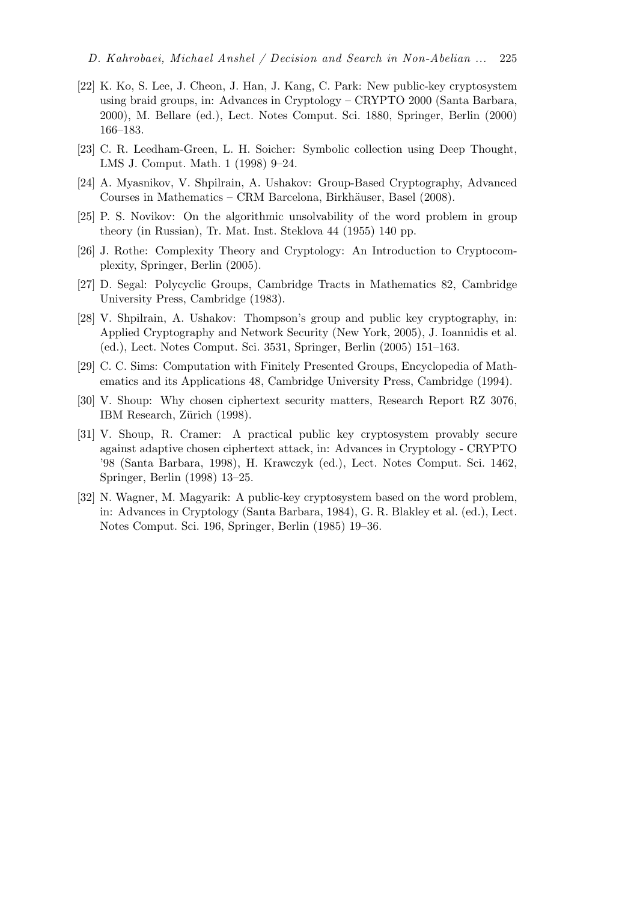[22] K. Ko, S. Lee, J. Cheon, J. Han, J. Kang, C. Park: New public-key cryptosystem using braid groups, in: Advances in Cryptology – CRYPTO 2000 (Santa Barbara, 2000), M. Bellare (ed.), Lect. Notes Comput. Sci. 1880, Springer, Berlin (2000) 166–183.

[23] C. R. Leedham-Green, L. H. Soicher: Symbolic collection using Deep Thought, LMS J. Comput. Math. 1 (1998) 9–24.

[24] A. Myasnikov, V. Shpilrain, A. Ushakov: Group-Based Cryptography, Advanced Courses in Mathematics – CRM Barcelona, Birkhäuser, Basel (2008).

[25] P. S. Novikov: On the algorithmic unsolvability of the word problem in group theory (in Russian), Tr. Mat. Inst. Steklova 44 (1955) 140 pp.

[26] J. Rothe: Complexity Theory and Cryptology: An Introduction to Cryptocomplexity, Springer, Berlin (2005).

[27] D. Segal: Polycyclic Groups, Cambridge Tracts in Mathematics 82, Cambridge University Press, Cambridge (1983).

[28] V. Shpilrain, A. Ushakov: Thompson's group and public key cryptography, in: Applied Cryptography and Network Security (New York, 2005), J. Ioannidis et al. (ed.), Lect. Notes Comput. Sci. 3531, Springer, Berlin (2005) 151–163.

[29] C. C. Sims: Computation with Finitely Presented Groups, Encyclopedia of Mathematics and its Applications 48, Cambridge University Press, Cambridge (1994).

[30] V. Shoup: Why chosen ciphertext security matters, Research Report RZ 3076, IBM Research, Zürich (1998).

[31] V. Shoup, R. Cramer: A practical public key cryptosystem provably secure against adaptive chosen ciphertext attack, in: Advances in Cryptology - CRYPTO '98 (Santa Barbara, 1998), H. Krawczyk (ed.), Lect. Notes Comput. Sci. 1462, Springer, Berlin (1998) 13–25.

[32] N. Wagner, M. Magyarik: A public-key cryptosystem based on the word problem, in: Advances in Cryptology (Santa Barbara, 1984), G. R. Blakley et al. (ed.), Lect. Notes Comput. Sci. 196, Springer, Berlin (1985) 19–36.